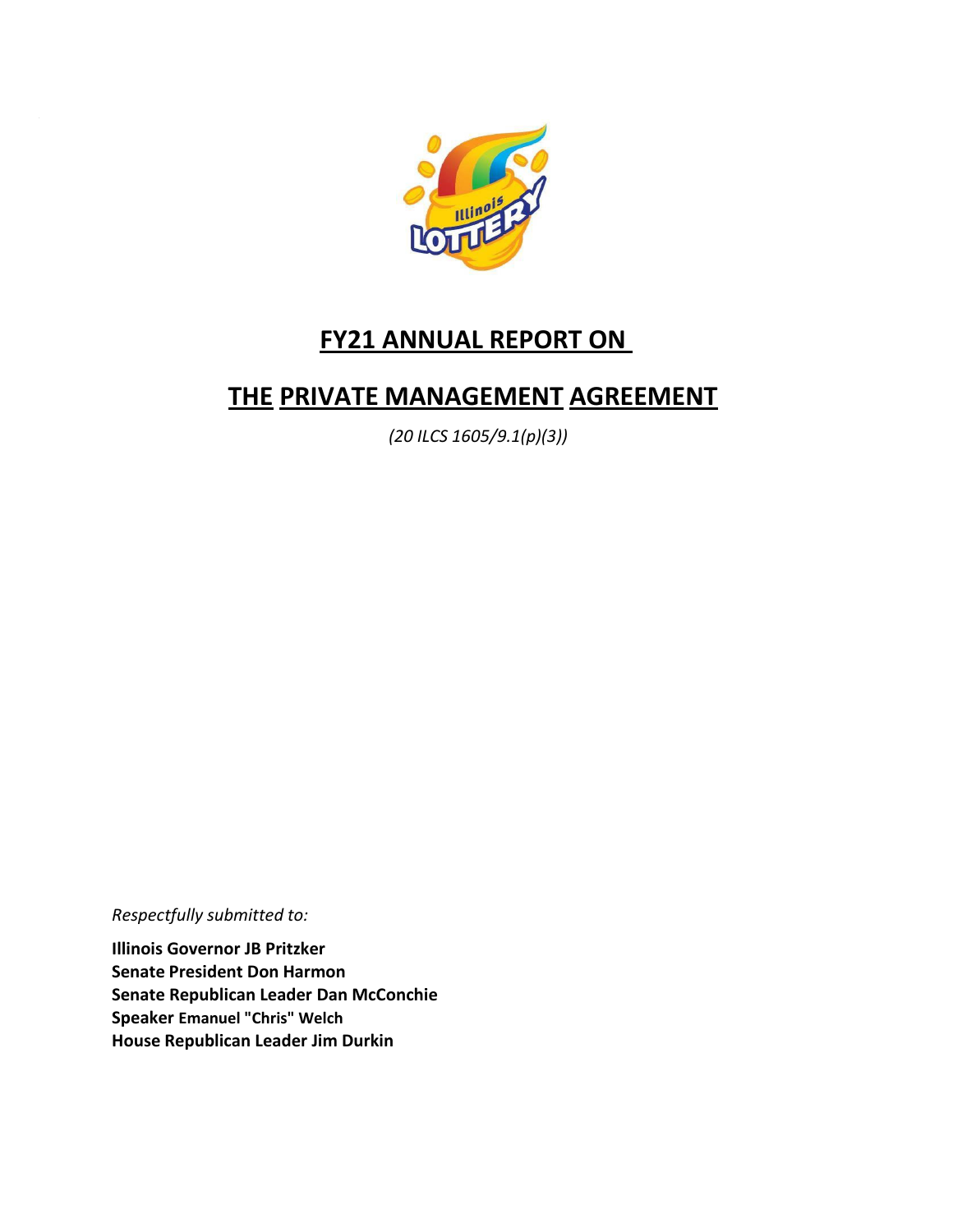# FY21 ANNUAL REPORT ON

# THE PRIVATE MANAGEMENT AGREEMENT

*(20 ILCS 1605/9.1(p)(3))*

*Respectfully submitted to:*

**Illinois Governor JB Pritzker**
**Senate President Don Harmon**
**Senate Republican Leader Dan McConchie**
**Speaker Emanuel "Chris" Welch**
**House Republican Leader Jim Durkin**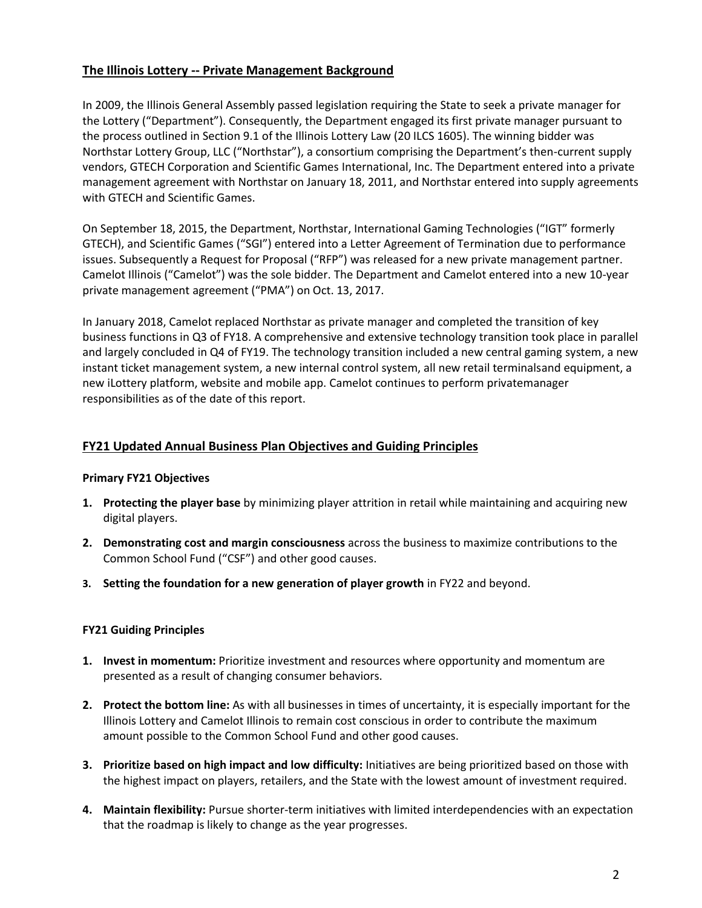## The Illinois Lottery -- Private Management Background

In 2009, the Illinois General Assembly passed legislation requiring the State to seek a private manager for the Lottery ("Department"). Consequently, the Department engaged its first private manager pursuant to the process outlined in Section 9.1 of the Illinois Lottery Law (20 ILCS 1605). The winning bidder was Northstar Lottery Group, LLC ("Northstar"), a consortium comprising the Department's then-current supply vendors, GTECH Corporation and Scientific Games International, Inc. The Department entered into a private management agreement with Northstar on January 18, 2011, and Northstar entered into supply agreements with GTECH and Scientific Games.

On September 18, 2015, the Department, Northstar, International Gaming Technologies ("IGT" formerly GTECH), and Scientific Games ("SGI") entered into a Letter Agreement of Termination due to performance issues. Subsequently a Request for Proposal ("RFP") was released for a new private management partner. Camelot Illinois ("Camelot") was the sole bidder. The Department and Camelot entered into a new 10-year private management agreement ("PMA") on Oct. 13, 2017.

In January 2018, Camelot replaced Northstar as private manager and completed the transition of key business functions in Q3 of FY18. A comprehensive and extensive technology transition took place in parallel and largely concluded in Q4 of FY19. The technology transition included a new central gaming system, a new instant ticket management system, a new internal control system, all new retail terminalsand equipment, a new iLottery platform, website and mobile app. Camelot continues to perform privatemanager responsibilities as of the date of this report.

## FY21 Updated Annual Business Plan Objectives and Guiding Principles

### Primary FY21 Objectives

1. **Protecting the player base** by minimizing player attrition in retail while maintaining and acquiring new digital players.
2. **Demonstrating cost and margin consciousness** across the business to maximize contributions to the Common School Fund ("CSF") and other good causes.
3. **Setting the foundation for a new generation of player growth** in FY22 and beyond.

### FY21 Guiding Principles

1. **Invest in momentum:** Prioritize investment and resources where opportunity and momentum are presented as a result of changing consumer behaviors.
2. **Protect the bottom line:** As with all businesses in times of uncertainty, it is especially important for the Illinois Lottery and Camelot Illinois to remain cost conscious in order to contribute the maximum amount possible to the Common School Fund and other good causes.
3. **Prioritize based on high impact and low difficulty:** Initiatives are being prioritized based on those with the highest impact on players, retailers, and the State with the lowest amount of investment required.
4. **Maintain flexibility:** Pursue shorter-term initiatives with limited interdependencies with an expectation that the roadmap is likely to change as the year progresses.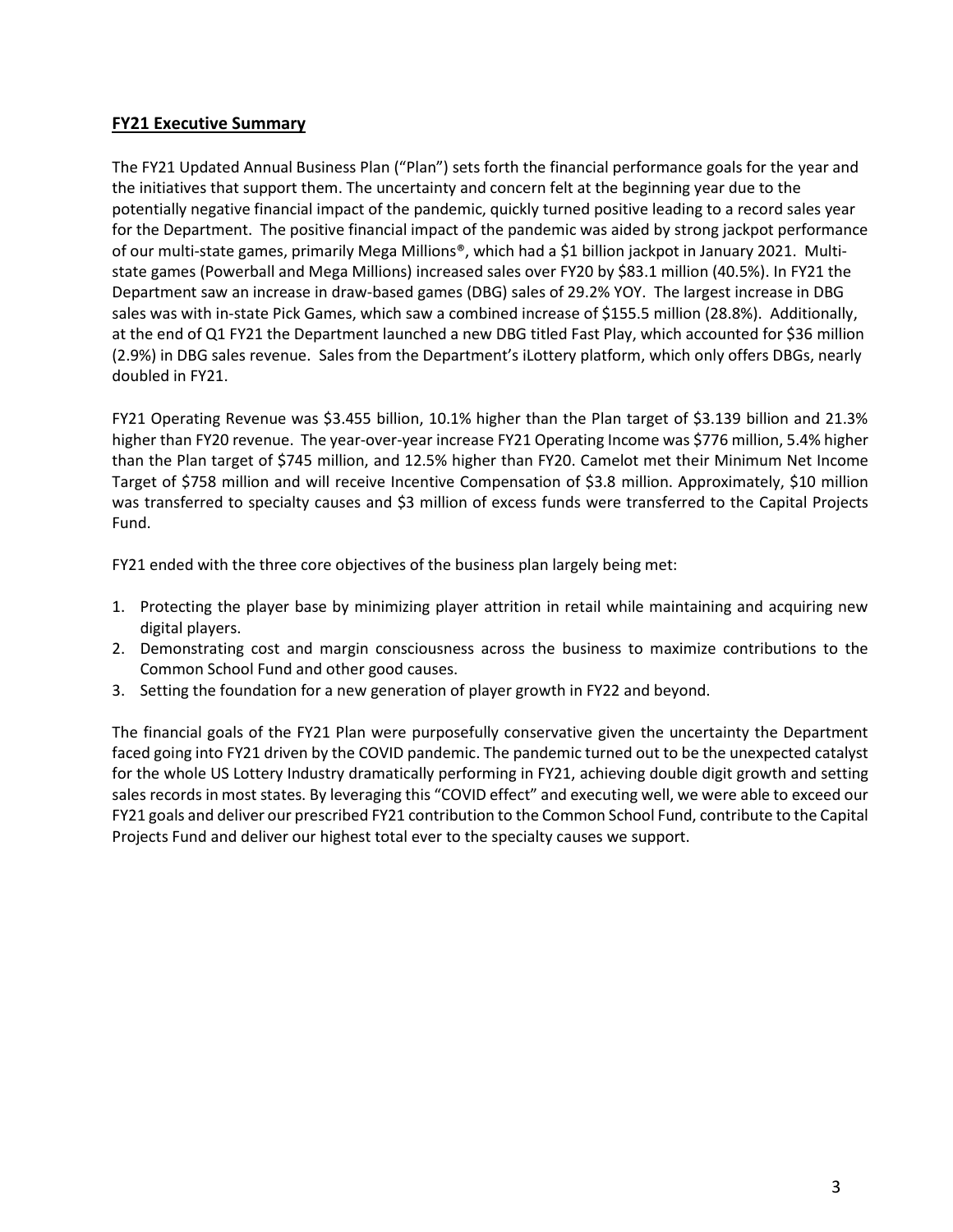## FY21 Executive Summary

The FY21 Updated Annual Business Plan ("Plan") sets forth the financial performance goals for the year and the initiatives that support them. The uncertainty and concern felt at the beginning year due to the potentially negative financial impact of the pandemic, quickly turned positive leading to a record sales year for the Department. The positive financial impact of the pandemic was aided by strong jackpot performance of our multi-state games, primarily Mega Millions®, which had a $1 billion jackpot in January 2021. Multi-state games (Powerball and Mega Millions) increased sales over FY20 by $83.1 million (40.5%). In FY21 the Department saw an increase in draw-based games (DBG) sales of 29.2% YOY. The largest increase in DBG sales was with in-state Pick Games, which saw a combined increase of $155.5 million (28.8%). Additionally, at the end of Q1 FY21 the Department launched a new DBG titled Fast Play, which accounted for $36 million (2.9%) in DBG sales revenue. Sales from the Department's iLottery platform, which only offers DBGs, nearly doubled in FY21.

FY21 Operating Revenue was $3.455 billion, 10.1% higher than the Plan target of $3.139 billion and 21.3% higher than FY20 revenue. The year-over-year increase FY21 Operating Income was $776 million, 5.4% higher than the Plan target of $745 million, and 12.5% higher than FY20. Camelot met their Minimum Net Income Target of $758 million and will receive Incentive Compensation of $3.8 million. Approximately, $10 million was transferred to specialty causes and $3 million of excess funds were transferred to the Capital Projects Fund.

FY21 ended with the three core objectives of the business plan largely being met:

1. Protecting the player base by minimizing player attrition in retail while maintaining and acquiring new digital players.
2. Demonstrating cost and margin consciousness across the business to maximize contributions to the Common School Fund and other good causes.
3. Setting the foundation for a new generation of player growth in FY22 and beyond.

The financial goals of the FY21 Plan were purposefully conservative given the uncertainty the Department faced going into FY21 driven by the COVID pandemic. The pandemic turned out to be the unexpected catalyst for the whole US Lottery Industry dramatically performing in FY21, achieving double digit growth and setting sales records in most states. By leveraging this "COVID effect" and executing well, we were able to exceed our FY21 goals and deliver our prescribed FY21 contribution to the Common School Fund, contribute to the Capital Projects Fund and deliver our highest total ever to the specialty causes we support.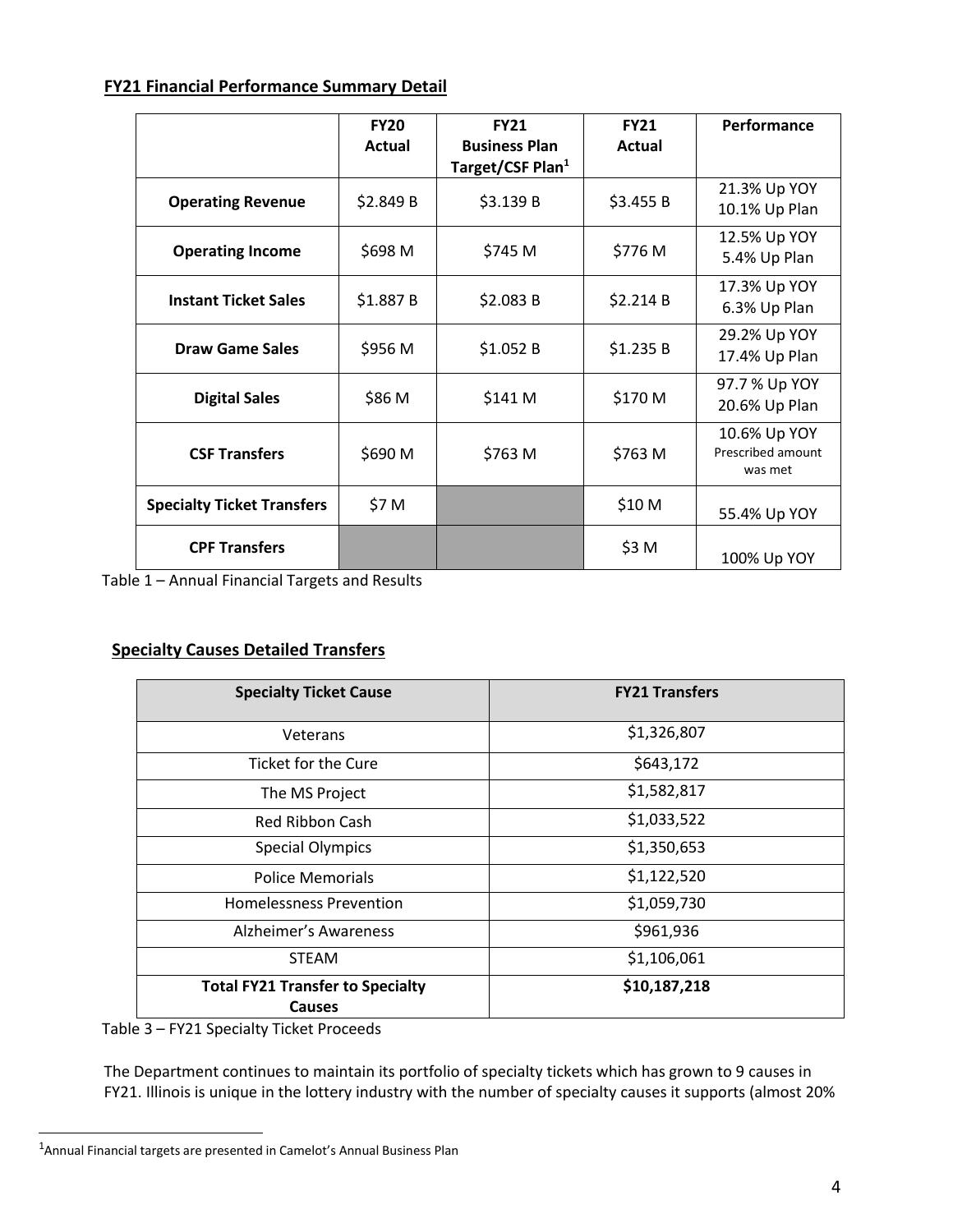**FY21 Financial Performance Summary Detail**

| | FY20 Actual | FY21 Business Plan Target/CSF Plan[1] | FY21 Actual | Performance |
|---|---|---|---|---|
| **Operating Revenue** | $2.849 B | $3.139 B | $3.455 B | 21.3% Up YOY 10.1% Up Plan |
| **Operating Income** | $698 M | $745 M | $776 M | 12.5% Up YOY 5.4% Up Plan |
| **Instant Ticket Sales** | $1.887 B | $2.083 B | $2.214 B | 17.3% Up YOY 6.3% Up Plan |
| **Draw Game Sales** | $956 M | $1.052 B | $1.235 B | 29.2% Up YOY 17.4% Up Plan |
| **Digital Sales** | $86 M | $141 M | $170 M | 97.7 % Up YOY 20.6% Up Plan |
| **CSF Transfers** | $690 M | $763 M | $763 M | 10.6% Up YOY Prescribed amount was met |
| **Specialty Ticket Transfers** | $7 M | | $10 M | 55.4% Up YOY |
| **CPF Transfers** | | | $3 M | 100% Up YOY |

Table 1 – Annual Financial Targets and Results

**Specialty Causes Detailed Transfers**

| Specialty Ticket Cause | FY21 Transfers |
|---|---|
| Veterans | $1,326,807 |
| Ticket for the Cure | $643,172 |
| The MS Project | $1,582,817 |
| Red Ribbon Cash | $1,033,522 |
| Special Olympics | $1,350,653 |
| Police Memorials | $1,122,520 |
| Homelessness Prevention | $1,059,730 |
| Alzheimer's Awareness | $961,936 |
| STEAM | $1,106,061 |
| **Total FY21 Transfer to Specialty Causes** | **$10,187,218** |

Table 3 – FY21 Specialty Ticket Proceeds

The Department continues to maintain its portfolio of specialty tickets which has grown to 9 causes in FY21. Illinois is unique in the lottery industry with the number of specialty causes it supports (almost 20%

[1] Annual Financial targets are presented in Camelot's Annual Business Plan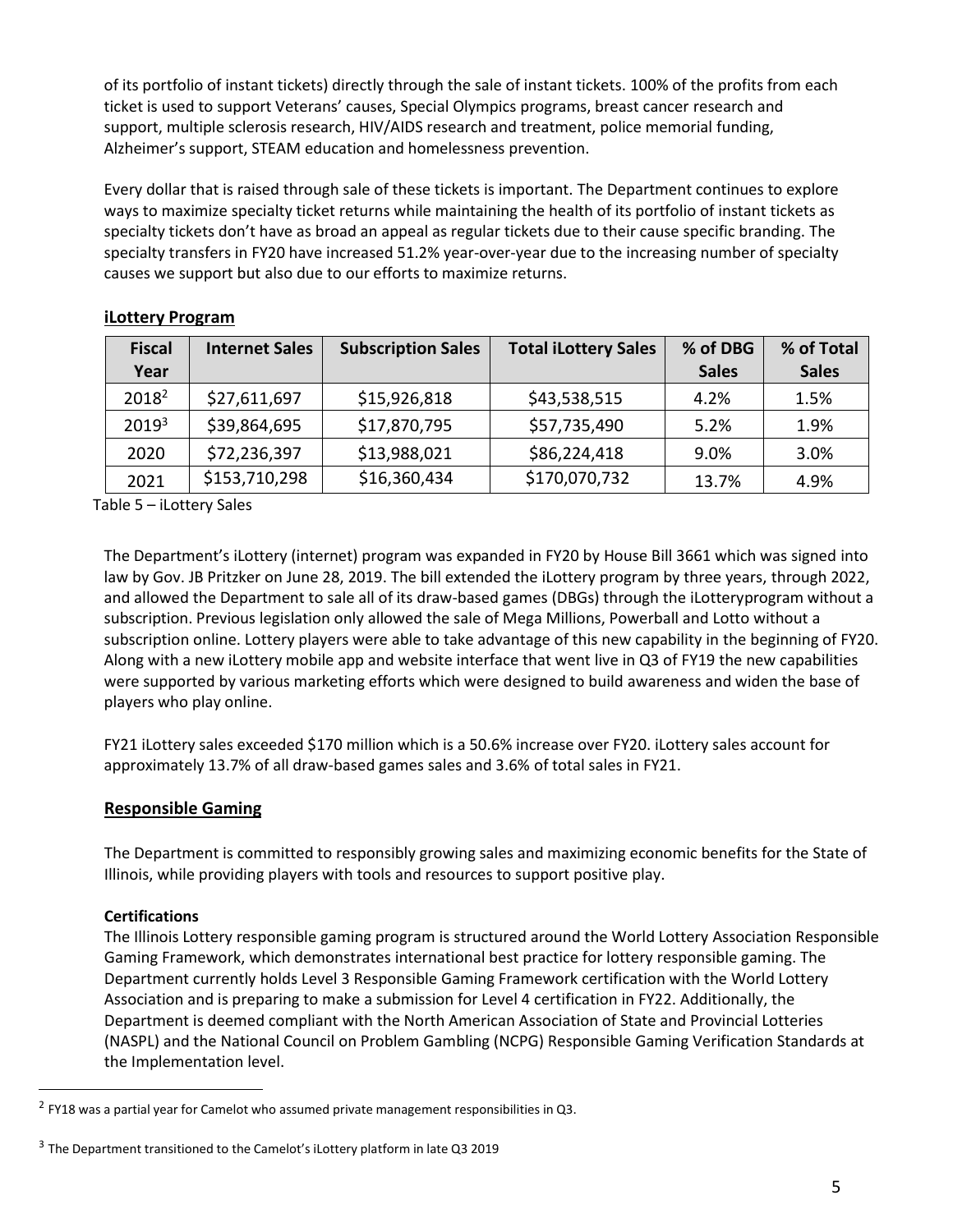of its portfolio of instant tickets) directly through the sale of instant tickets. 100% of the profits from each ticket is used to support Veterans' causes, Special Olympics programs, breast cancer research and support, multiple sclerosis research, HIV/AIDS research and treatment, police memorial funding, Alzheimer's support, STEAM education and homelessness prevention.

Every dollar that is raised through sale of these tickets is important. The Department continues to explore ways to maximize specialty ticket returns while maintaining the health of its portfolio of instant tickets as specialty tickets don't have as broad an appeal as regular tickets due to their cause specific branding. The specialty transfers in FY20 have increased 51.2% year-over-year due to the increasing number of specialty causes we support but also due to our efforts to maximize returns.

**iLottery Program**

| Fiscal Year | Internet Sales | Subscription Sales | Total iLottery Sales | % of DBG Sales | % of Total Sales |
|---|---|---|---|---|---|
| 2018[2] | $27,611,697 | $15,926,818 | $43,538,515 | 4.2% | 1.5% |
| 2019[3] | $39,864,695 | $17,870,795 | $57,735,490 | 5.2% | 1.9% |
| 2020 | $72,236,397 | $13,988,021 | $86,224,418 | 9.0% | 3.0% |
| 2021 | $153,710,298 | $16,360,434 | $170,070,732 | 13.7% | 4.9% |

Table 5 – iLottery Sales

The Department's iLottery (internet) program was expanded in FY20 by House Bill 3661 which was signed into law by Gov. JB Pritzker on June 28, 2019. The bill extended the iLottery program by three years, through 2022, and allowed the Department to sale all of its draw-based games (DBGs) through the iLotteryprogram without a subscription. Previous legislation only allowed the sale of Mega Millions, Powerball and Lotto without a subscription online. Lottery players were able to take advantage of this new capability in the beginning of FY20. Along with a new iLottery mobile app and website interface that went live in Q3 of FY19 the new capabilities were supported by various marketing efforts which were designed to build awareness and widen the base of players who play online.

FY21 iLottery sales exceeded $170 million which is a 50.6% increase over FY20. iLottery sales account for approximately 13.7% of all draw-based games sales and 3.6% of total sales in FY21.

## Responsible Gaming

The Department is committed to responsibly growing sales and maximizing economic benefits for the State of Illinois, while providing players with tools and resources to support positive play.

**Certifications**

The Illinois Lottery responsible gaming program is structured around the World Lottery Association Responsible Gaming Framework, which demonstrates international best practice for lottery responsible gaming. The Department currently holds Level 3 Responsible Gaming Framework certification with the World Lottery Association and is preparing to make a submission for Level 4 certification in FY22. Additionally, the Department is deemed compliant with the North American Association of State and Provincial Lotteries (NASPL) and the National Council on Problem Gambling (NCPG) Responsible Gaming Verification Standards at the Implementation level.

---

[2] FY18 was a partial year for Camelot who assumed private management responsibilities in Q3.

[3] The Department transitioned to the Camelot's iLottery platform in late Q3 2019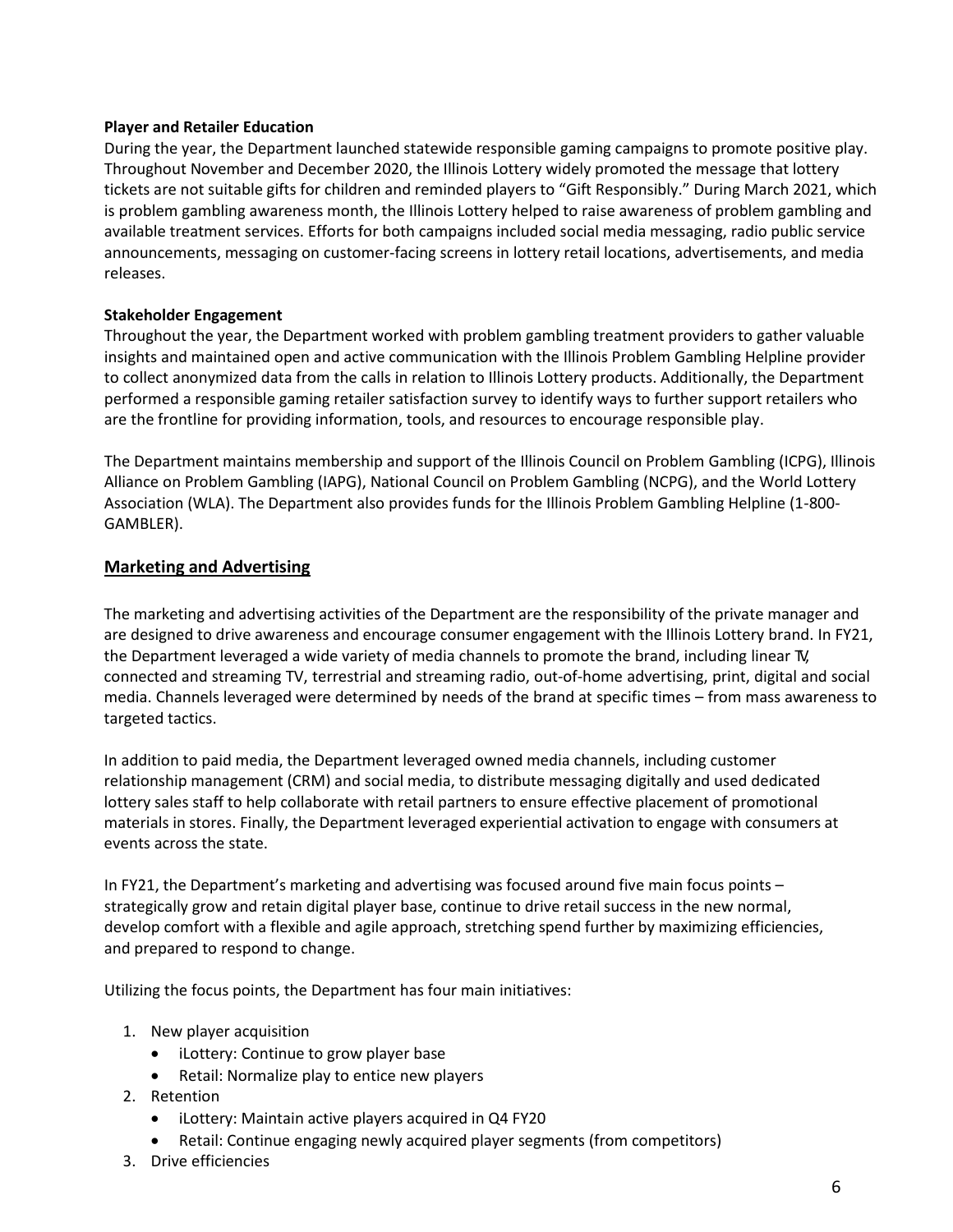**Player and Retailer Education**

During the year, the Department launched statewide responsible gaming campaigns to promote positive play. Throughout November and December 2020, the Illinois Lottery widely promoted the message that lottery tickets are not suitable gifts for children and reminded players to "Gift Responsibly." During March 2021, which is problem gambling awareness month, the Illinois Lottery helped to raise awareness of problem gambling and available treatment services. Efforts for both campaigns included social media messaging, radio public service announcements, messaging on customer-facing screens in lottery retail locations, advertisements, and media releases.

**Stakeholder Engagement**

Throughout the year, the Department worked with problem gambling treatment providers to gather valuable insights and maintained open and active communication with the Illinois Problem Gambling Helpline provider to collect anonymized data from the calls in relation to Illinois Lottery products. Additionally, the Department performed a responsible gaming retailer satisfaction survey to identify ways to further support retailers who are the frontline for providing information, tools, and resources to encourage responsible play.

The Department maintains membership and support of the Illinois Council on Problem Gambling (ICPG), Illinois Alliance on Problem Gambling (IAPG), National Council on Problem Gambling (NCPG), and the World Lottery Association (WLA). The Department also provides funds for the Illinois Problem Gambling Helpline (1-800-GAMBLER).

## Marketing and Advertising

The marketing and advertising activities of the Department are the responsibility of the private manager and are designed to drive awareness and encourage consumer engagement with the Illinois Lottery brand. In FY21, the Department leveraged a wide variety of media channels to promote the brand, including linear TV, connected and streaming TV, terrestrial and streaming radio, out-of-home advertising, print, digital and social media. Channels leveraged were determined by needs of the brand at specific times – from mass awareness to targeted tactics.

In addition to paid media, the Department leveraged owned media channels, including customer relationship management (CRM) and social media, to distribute messaging digitally and used dedicated lottery sales staff to help collaborate with retail partners to ensure effective placement of promotional materials in stores. Finally, the Department leveraged experiential activation to engage with consumers at events across the state.

In FY21, the Department's marketing and advertising was focused around five main focus points – strategically grow and retain digital player base, continue to drive retail success in the new normal, develop comfort with a flexible and agile approach, stretching spend further by maximizing efficiencies, and prepared to respond to change.

Utilizing the focus points, the Department has four main initiatives:

1. New player acquisition
   - iLottery: Continue to grow player base
   - Retail: Normalize play to entice new players
2. Retention
   - iLottery: Maintain active players acquired in Q4 FY20
   - Retail: Continue engaging newly acquired player segments (from competitors)
3. Drive efficiencies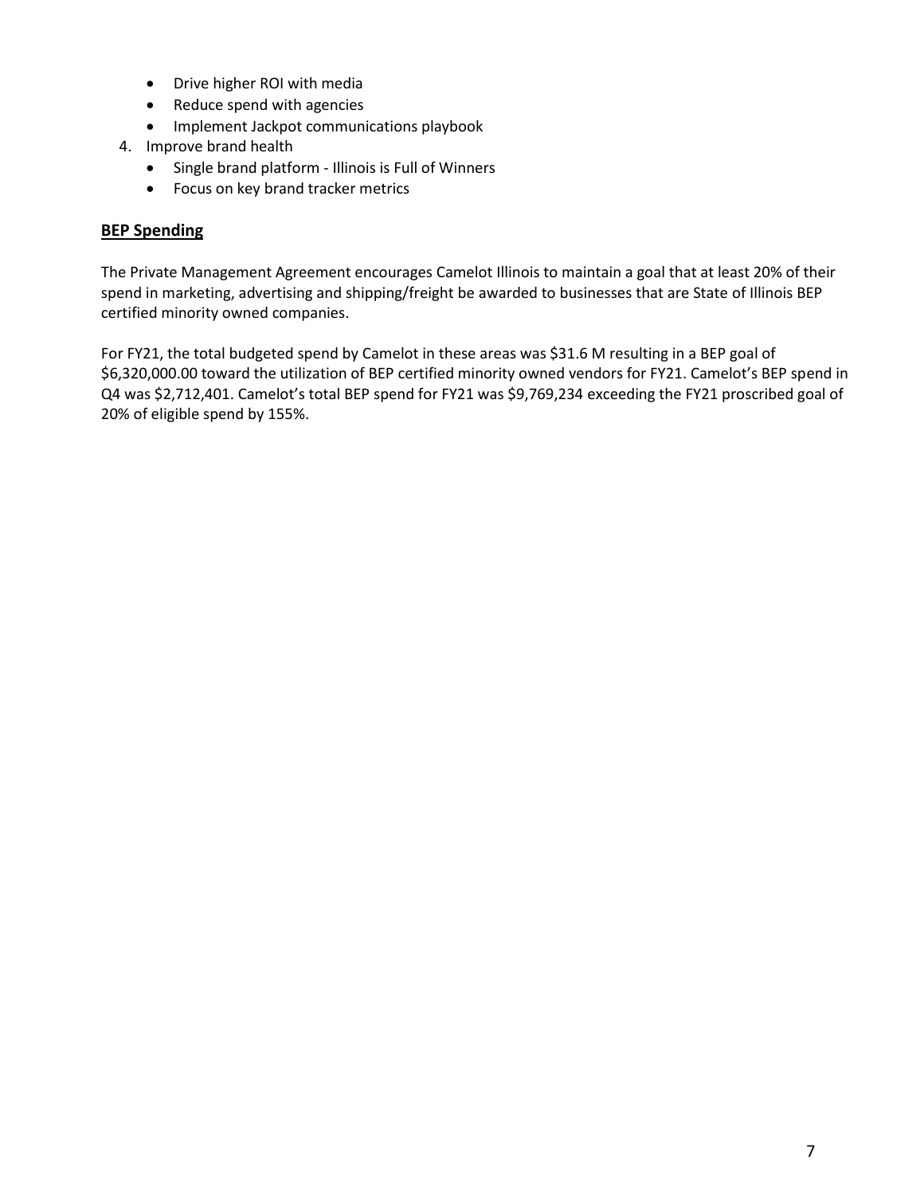- Drive higher ROI with media
- Reduce spend with agencies
- Implement Jackpot communications playbook

4. Improve brand health
    - Single brand platform - Illinois is Full of Winners
    - Focus on key brand tracker metrics

## BEP Spending

The Private Management Agreement encourages Camelot Illinois to maintain a goal that at least 20% of their spend in marketing, advertising and shipping/freight be awarded to businesses that are State of Illinois BEP certified minority owned companies.

For FY21, the total budgeted spend by Camelot in these areas was $31.6 M resulting in a BEP goal of $6,320,000.00 toward the utilization of BEP certified minority owned vendors for FY21. Camelot's BEP spend in Q4 was $2,712,401. Camelot's total BEP spend for FY21 was $9,769,234 exceeding the FY21 proscribed goal of 20% of eligible spend by 155%.